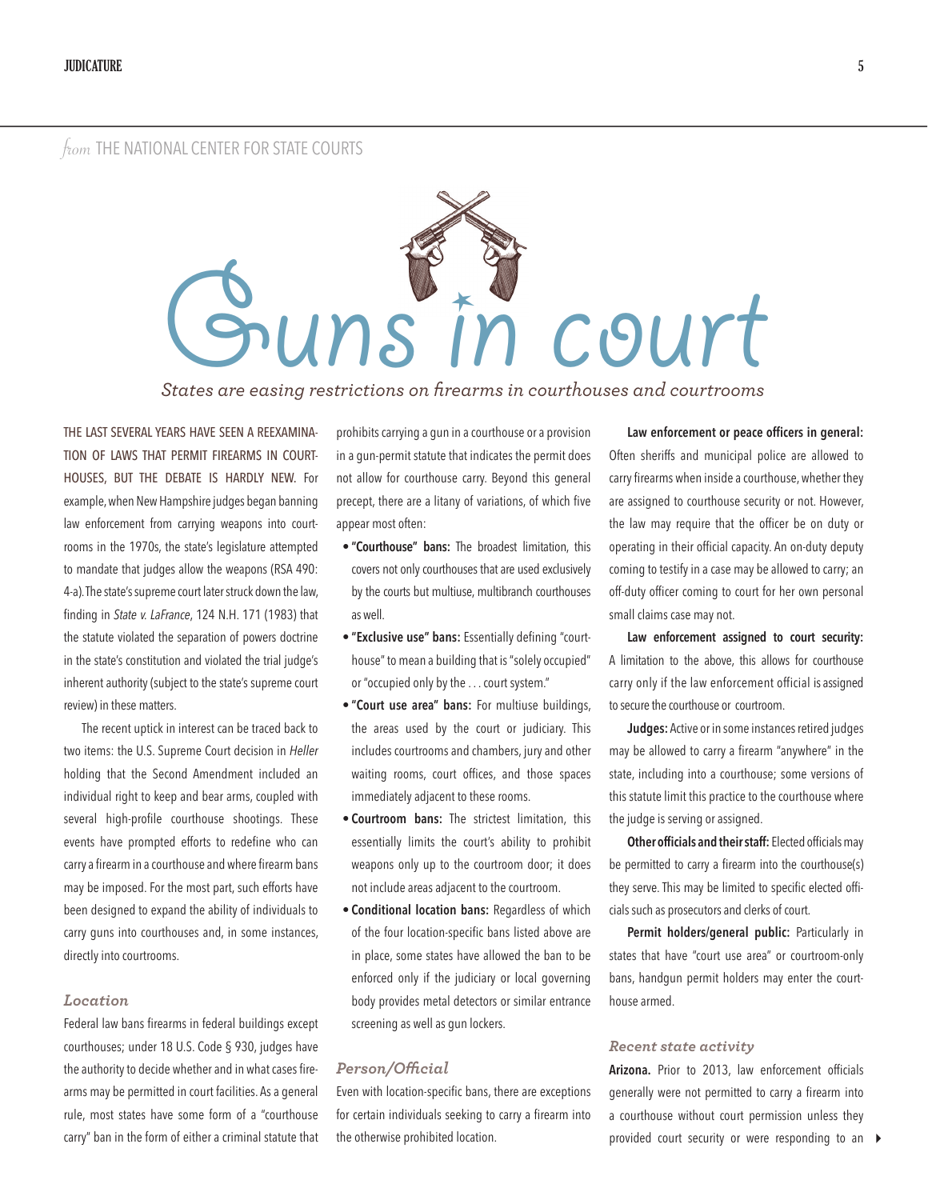*from* THE NATIONAL CENTER FOR STATE COURTS

# Guns in court

*States are easing restrictions on firearms in courthouses and courtrooms*

THE LAST SEVERAL YEARS HAVE SEEN A REEXAMINATION OF LAWS THAT PERMIT FIREARMS IN COURTHOUSES, BUT THE DEBATE IS HARDLY NEW. For example, when New Hampshire judges began banning law enforcement from carrying weapons into courtrooms in the 1970s, the state's legislature attempted to mandate that judges allow the weapons (RSA 490: 4-a). The state's supreme court later struck down the law, finding in *State v. LaFrance*, 124 N.H. 171 (1983) that the statute violated the separation of powers doctrine in the state's constitution and violated the trial judge's inherent authority (subject to the state's supreme court review) in these matters.

The recent uptick in interest can be traced back to two items: the U.S. Supreme Court decision in *Heller* holding that the Second Amendment included an individual right to keep and bear arms, coupled with several high-profile courthouse shootings. These events have prompted efforts to redefine who can carry a firearm in a courthouse and where firearm bans may be imposed. For the most part, such efforts have been designed to expand the ability of individuals to carry guns into courthouses and, in some instances, directly into courtrooms.

### *Location*

Federal law bans firearms in federal buildings except courthouses; under 18 U.S. Code § 930, judges have the authority to decide whether and in what cases firearms may be permitted in court facilities. As a general rule, most states have some form of a "courthouse carry" ban in the form of either a criminal statute that prohibits carrying a gun in a courthouse or a provision in a gun-permit statute that indicates the permit does not allow for courthouse carry. Beyond this general precept, there are a litany of variations, of which five appear most often:

- **"Courthouse" bans:** The broadest limitation, this covers not only courthouses that are used exclusively by the courts but multiuse, multibranch courthouses as well.
- **"Exclusive use" bans:** Essentially defining "courthouse" to mean a building that is "solely occupied" or "occupied only by the . . . court system."
- **"Court use area" bans:** For multiuse buildings, the areas used by the court or judiciary. This includes courtrooms and chambers, jury and other waiting rooms, court offices, and those spaces immediately adjacent to these rooms.
- **Courtroom bans:** The strictest limitation, this essentially limits the court's ability to prohibit weapons only up to the courtroom door; it does not include areas adjacent to the courtroom.
- **Conditional location bans:** Regardless of which of the four location-specific bans listed above are in place, some states have allowed the ban to be enforced only if the judiciary or local governing body provides metal detectors or similar entrance screening as well as gun lockers.

### *Person/Official*

Even with location-specific bans, there are exceptions for certain individuals seeking to carry a firearm into the otherwise prohibited location.

**Law enforcement or peace officers in general:** Often sheriffs and municipal police are allowed to carry firearms when inside a courthouse, whether they are assigned to courthouse security or not. However, the law may require that the officer be on duty or operating in their official capacity. An on-duty deputy coming to testify in a case may be allowed to carry; an off-duty officer coming to court for her own personal small claims case may not.

**Law enforcement assigned to court security:** A limitation to the above, this allows for courthouse carry only if the law enforcement official is assigned to secure the courthouse or courtroom.

**Judges:** Active or in some instances retired judges may be allowed to carry a firearm "anywhere" in the state, including into a courthouse; some versions of this statute limit this practice to the courthouse where the judge is serving or assigned.

**Other officials and their staff:** Elected officials may be permitted to carry a firearm into the courthouse(s) they serve. This may be limited to specific elected officials such as prosecutors and clerks of court.

**Permit holders/general public:** Particularly in states that have "court use area" or courtroom-only bans, handgun permit holders may enter the courthouse armed.

### *Recent state activity*

**Arizona.** Prior to 2013, law enforcement officials generally were not permitted to carry a firearm into a courthouse without court permission unless they provided court security or were responding to an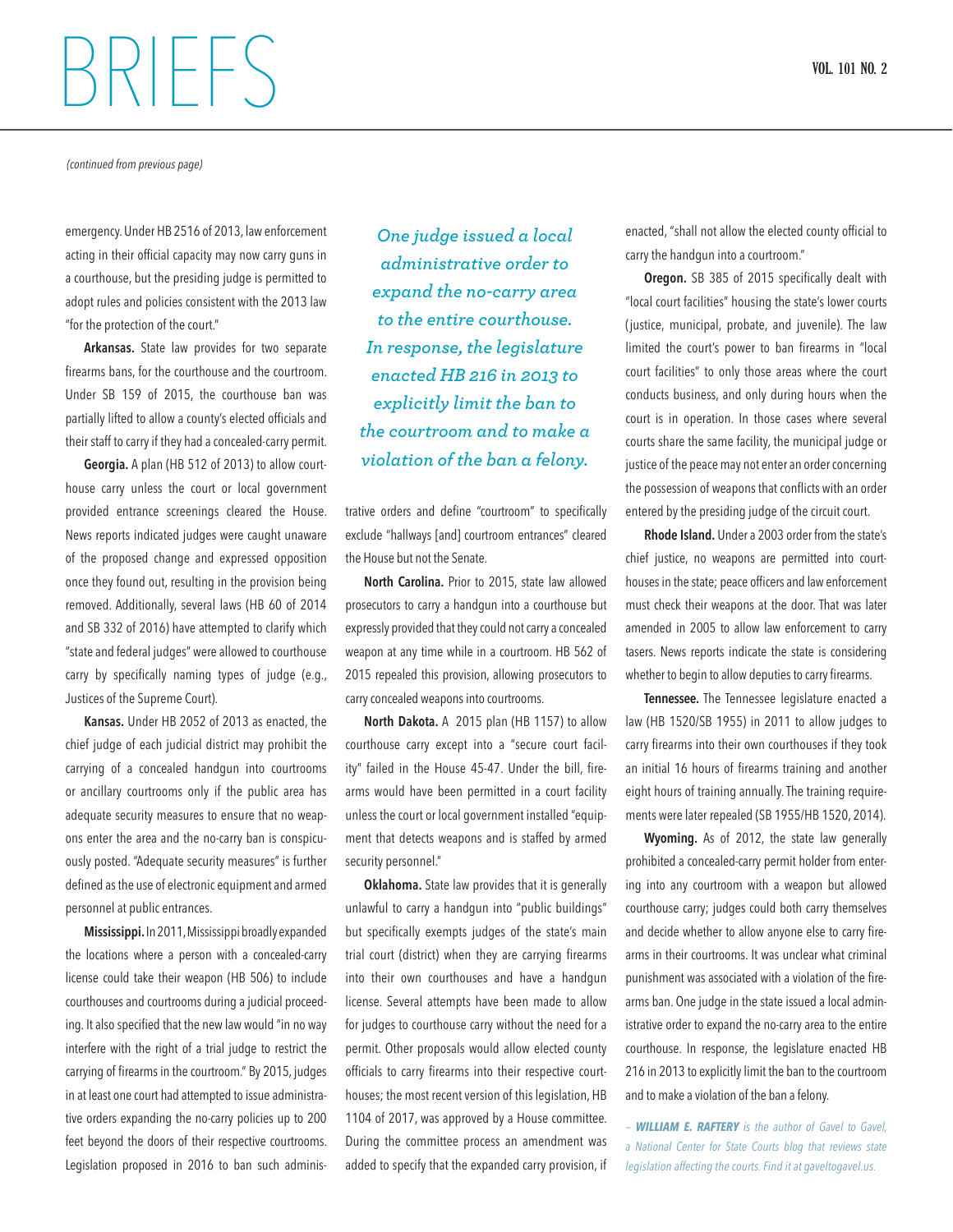# BRIEFS

*(continued from previous page)*

emergency. Under HB 2516 of 2013, law enforcement acting in their official capacity may now carry guns in a courthouse, but the presiding judge is permitted to adopt rules and policies consistent with the 2013 law "for the protection of the court."

**Arkansas.** State law provides for two separate firearms bans, for the courthouse and the courtroom. Under SB 159 of 2015, the courthouse ban was partially lifted to allow a county's elected officials and their staff to carry if they had a concealed-carry permit.

**Georgia.** A plan (HB 512 of 2013) to allow courthouse carry unless the court or local government provided entrance screenings cleared the House. News reports indicated judges were caught unaware of the proposed change and expressed opposition once they found out, resulting in the provision being removed. Additionally, several laws (HB 60 of 2014 and SB 332 of 2016) have attempted to clarify which "state and federal judges" were allowed to courthouse carry by specifically naming types of judge (e.g., Justices of the Supreme Court).

**Kansas.** Under HB 2052 of 2013 as enacted, the chief judge of each judicial district may prohibit the carrying of a concealed handgun into courtrooms or ancillary courtrooms only if the public area has adequate security measures to ensure that no weapons enter the area and the no-carry ban is conspicuously posted. "Adequate security measures" is further defined as the use of electronic equipment and armed personnel at public entrances.

**Mississippi.** In 2011, Mississippi broadly expanded the locations where a person with a concealed-carry license could take their weapon (HB 506) to include courthouses and courtrooms during a judicial proceeding. It also specified that the new law would "in no way interfere with the right of a trial judge to restrict the carrying of firearms in the courtroom." By 2015, judges in at least one court had attempted to issue administrative orders expanding the no-carry policies up to 200 feet beyond the doors of their respective courtrooms. Legislation proposed in 2016 to ban such administrative orders and define "courtroom" to specifically exclude "hallways [and] courtroom entrances" cleared the House but not the Senate.

*One judge issued a local administrative order to expand the no-carry area to the entire courthouse. In response, the legislature enacted HB 216 in 2013 to explicitly limit the ban to the courtroom and to make a violation of the ban a felony.*

**North Carolina.** Prior to 2015, state law allowed prosecutors to carry a handgun into a courthouse but expressly provided that they could not carry a concealed weapon at any time while in a courtroom. HB 562 of 2015 repealed this provision, allowing prosecutors to carry concealed weapons into courtrooms.

**North Dakota.** A 2015 plan (HB 1157) to allow courthouse carry except into a "secure court facility" failed in the House 45-47. Under the bill, firearms would have been permitted in a court facility unless the court or local government installed "equipment that detects weapons and is staffed by armed security personnel."

**Oklahoma.** State law provides that it is generally unlawful to carry a handgun into "public buildings" but specifically exempts judges of the state's main trial court (district) when they are carrying firearms into their own courthouses and have a handgun license. Several attempts have been made to allow for judges to courthouse carry without the need for a permit. Other proposals would allow elected county officials to carry firearms into their respective courthouses; the most recent version of this legislation, HB 1104 of 2017, was approved by a House committee. During the committee process an amendment was added to specify that the expanded carry provision, if enacted, "shall not allow the elected county official to carry the handgun into a courtroom."

**Oregon.** SB 385 of 2015 specifically dealt with "local court facilities" housing the state's lower courts (justice, municipal, probate, and juvenile). The law limited the court's power to ban firearms in "local court facilities" to only those areas where the court conducts business, and only during hours when the court is in operation. In those cases where several courts share the same facility, the municipal judge or justice of the peace may not enter an order concerning the possession of weapons that conflicts with an order entered by the presiding judge of the circuit court.

**Rhode Island.** Under a 2003 order from the state's chief justice, no weapons are permitted into courthouses in the state; peace officers and law enforcement must check their weapons at the door. That was later amended in 2005 to allow law enforcement to carry tasers. News reports indicate the state is considering whether to begin to allow deputies to carry firearms.

**Tennessee.** The Tennessee legislature enacted a law (HB 1520/SB 1955) in 2011 to allow judges to carry firearms into their own courthouses if they took an initial 16 hours of firearms training and another eight hours of training annually. The training requirements were later repealed (SB 1955/HB 1520, 2014).

**Wyoming.** As of 2012, the state law generally prohibited a concealed-carry permit holder from entering into any courtroom with a weapon but allowed courthouse carry; judges could both carry themselves and decide whether to allow anyone else to carry firearms in their courtrooms. It was unclear what criminal punishment was associated with a violation of the firearms ban. One judge in the state issued a local administrative order to expand the no-carry area to the entire courthouse. In response, the legislature enacted HB 216 in 2013 to explicitly limit the ban to the courtroom and to make a violation of the ban a felony.

*— **WILLIAM E. RAFTERY** is the author of Gavel to Gavel, a National Center for State Courts blog that reviews state legislation affecting the courts. Find it at gaveltogavel.us.*